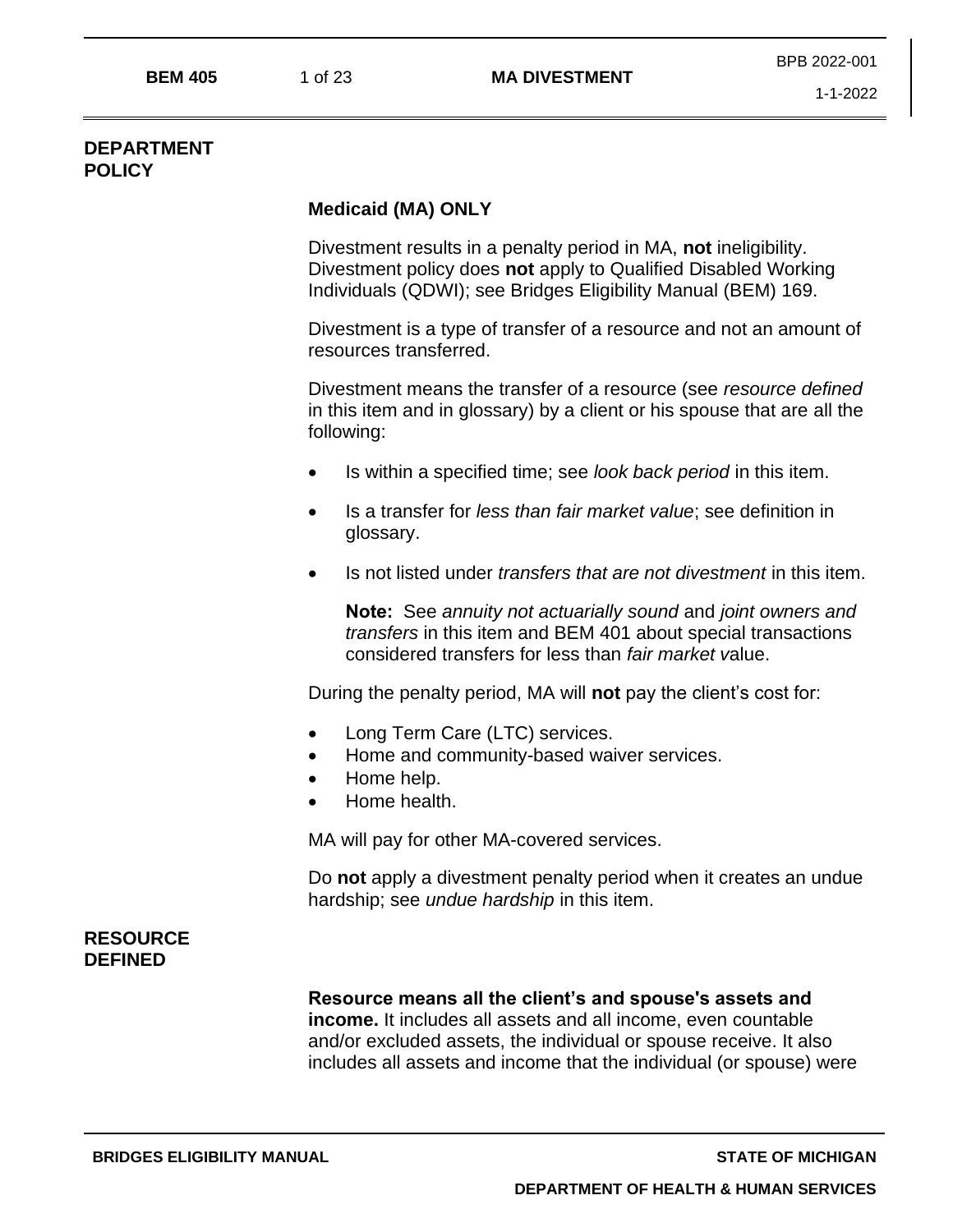## DEPARTMENT POLICY

**Medicaid (MA) ONLY**

Divestment results in a penalty period in MA, **not** ineligibility. Divestment policy does **not** apply to Qualified Disabled Working Individuals (QDWI); see Bridges Eligibility Manual (BEM) 169.

Divestment is a type of transfer of a resource and not an amount of resources transferred.

Divestment means the transfer of a resource (see *resource defined* in this item and in glossary) by a client or his spouse that are all the following:

- Is within a specified time; see *look back period* in this item.
- Is a transfer for *less than fair market value*; see definition in glossary.
- Is not listed under *transfers that are not divestment* in this item.

  **Note:** See *annuity not actuarially sound* and *joint owners and transfers* in this item and BEM 401 about special transactions considered transfers for less than *fair market v*alue.

During the penalty period, MA will **not** pay the client's cost for:

- Long Term Care (LTC) services.
- Home and community-based waiver services.
- Home help.
- Home health.

MA will pay for other MA-covered services.

Do **not** apply a divestment penalty period when it creates an undue hardship; see *undue hardship* in this item.

## RESOURCE DEFINED

**Resource means all the client's and spouse's assets and income.** It includes all assets and all income, even countable and/or excluded assets, the individual or spouse receive. It also includes all assets and income that the individual (or spouse) were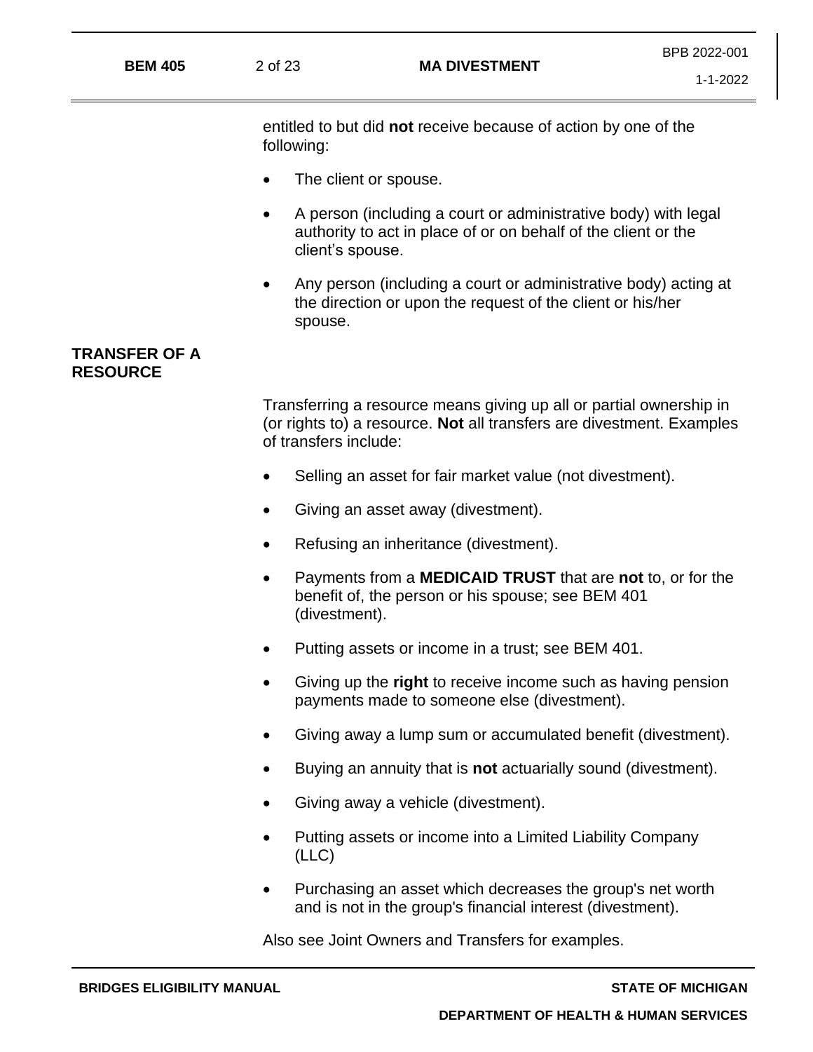entitled to but did **not** receive because of action by one of the following:

- The client or spouse.
- A person (including a court or administrative body) with legal authority to act in place of or on behalf of the client or the client's spouse.
- Any person (including a court or administrative body) acting at the direction or upon the request of the client or his/her spouse.

## TRANSFER OF A RESOURCE

Transferring a resource means giving up all or partial ownership in (or rights to) a resource. **Not** all transfers are divestment. Examples of transfers include:

- Selling an asset for fair market value (not divestment).
- Giving an asset away (divestment).
- Refusing an inheritance (divestment).
- Payments from a **MEDICAID TRUST** that are **not** to, or for the benefit of, the person or his spouse; see BEM 401 (divestment).
- Putting assets or income in a trust; see BEM 401.
- Giving up the **right** to receive income such as having pension payments made to someone else (divestment).
- Giving away a lump sum or accumulated benefit (divestment).
- Buying an annuity that is **not** actuarially sound (divestment).
- Giving away a vehicle (divestment).
- Putting assets or income into a Limited Liability Company (LLC)
- Purchasing an asset which decreases the group's net worth and is not in the group's financial interest (divestment).

Also see Joint Owners and Transfers for examples.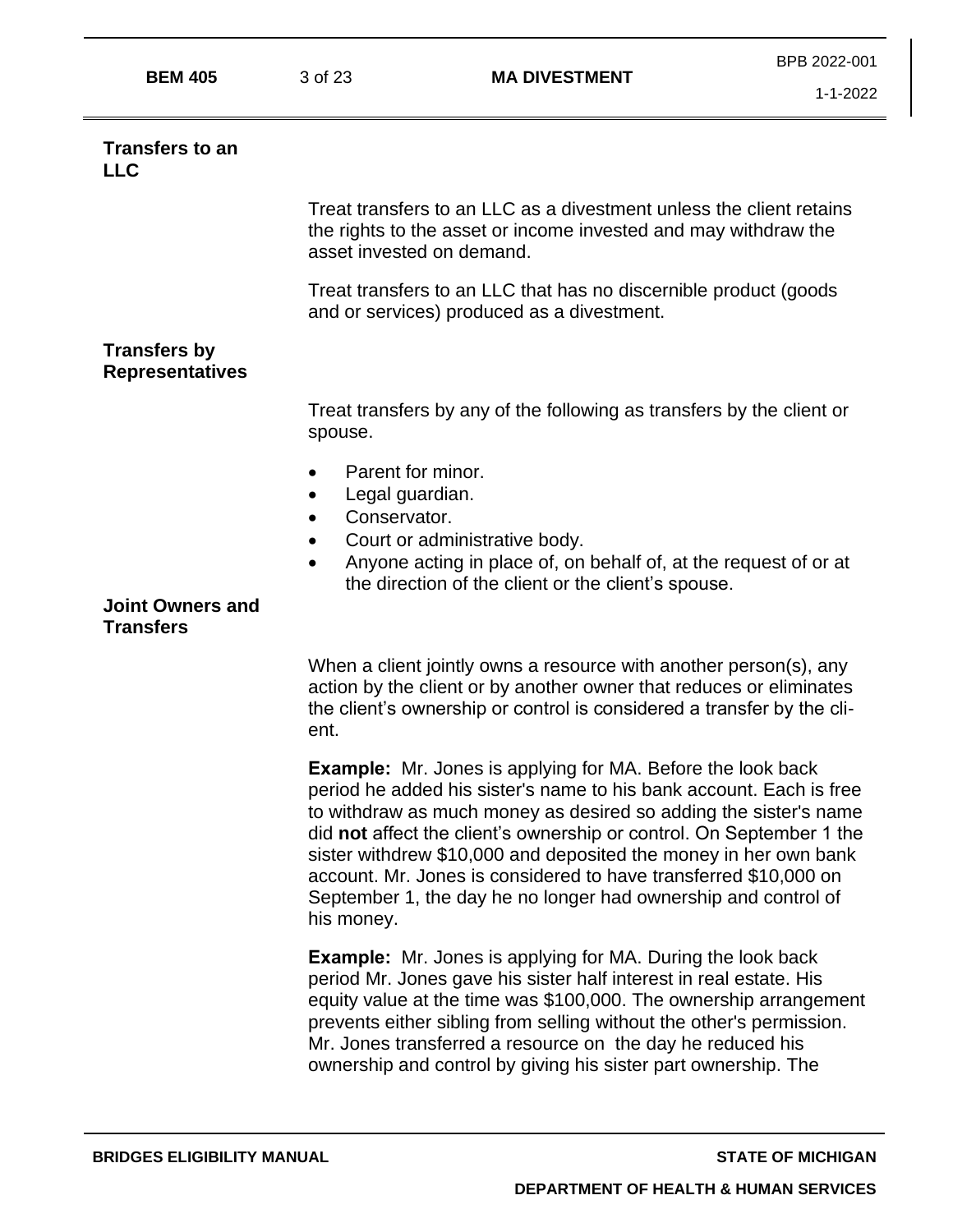## Transfers to an LLC

Treat transfers to an LLC as a divestment unless the client retains the rights to the asset or income invested and may withdraw the asset invested on demand.

Treat transfers to an LLC that has no discernible product (goods and or services) produced as a divestment.

## Transfers by Representatives

Treat transfers by any of the following as transfers by the client or spouse.

- Parent for minor.
- Legal guardian.
- Conservator.
- Court or administrative body.
- Anyone acting in place of, on behalf of, at the request of or at the direction of the client or the client's spouse.

## Joint Owners and Transfers

When a client jointly owns a resource with another person(s), any action by the client or by another owner that reduces or eliminates the client's ownership or control is considered a transfer by the client.

**Example:** Mr. Jones is applying for MA. Before the look back period he added his sister's name to his bank account. Each is free to withdraw as much money as desired so adding the sister's name did **not** affect the client's ownership or control. On September 1 the sister withdrew $10,000 and deposited the money in her own bank account. Mr. Jones is considered to have transferred $10,000 on September 1, the day he no longer had ownership and control of his money.

**Example:** Mr. Jones is applying for MA. During the look back period Mr. Jones gave his sister half interest in real estate. His equity value at the time was $100,000. The ownership arrangement prevents either sibling from selling without the other's permission. Mr. Jones transferred a resource on the day he reduced his ownership and control by giving his sister part ownership. The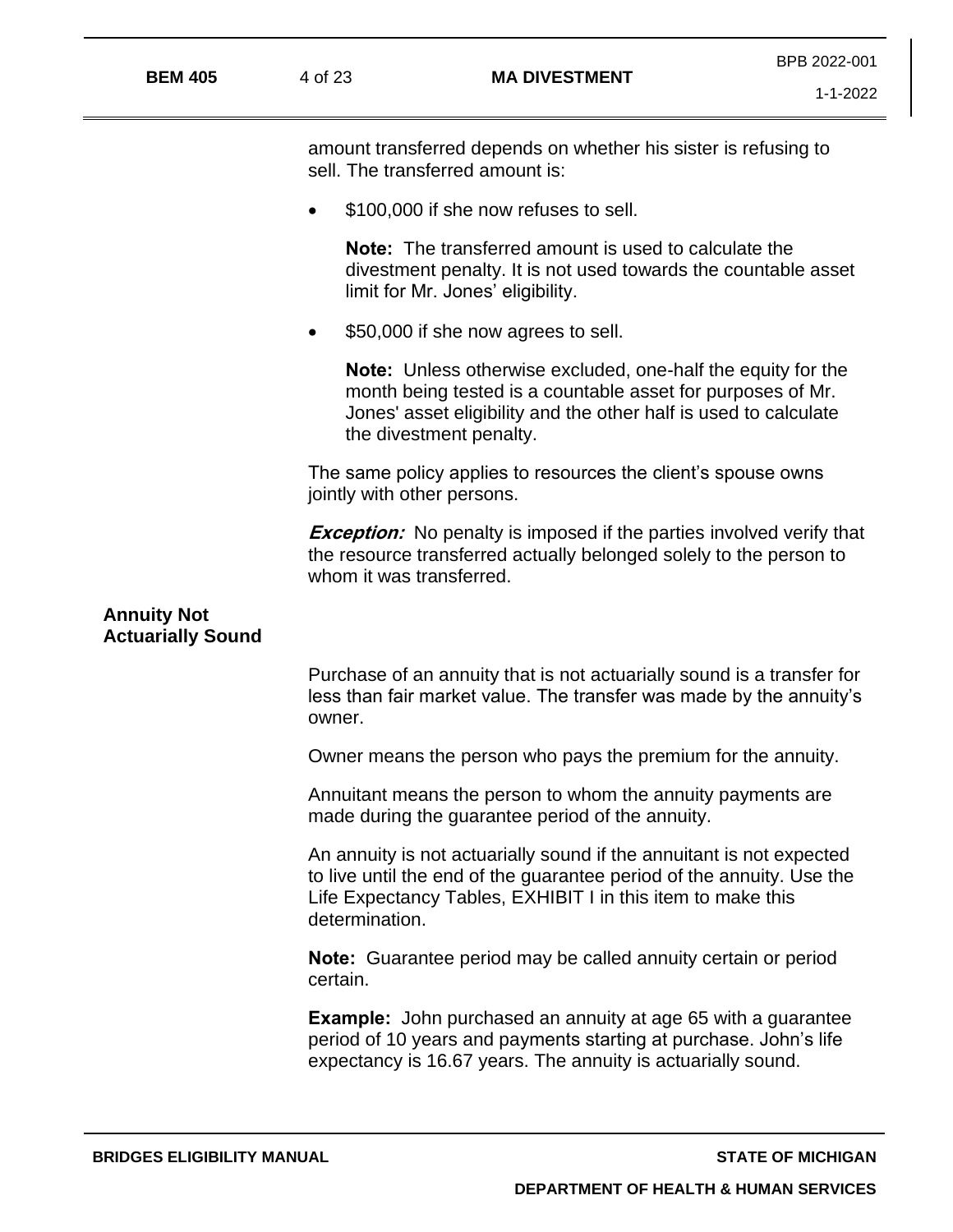amount transferred depends on whether his sister is refusing to sell. The transferred amount is:

- $100,000 if she now refuses to sell.

  **Note:** The transferred amount is used to calculate the divestment penalty. It is not used towards the countable asset limit for Mr. Jones' eligibility.

- $50,000 if she now agrees to sell.

  **Note:** Unless otherwise excluded, one-half the equity for the month being tested is a countable asset for purposes of Mr. Jones' asset eligibility and the other half is used to calculate the divestment penalty.

The same policy applies to resources the client's spouse owns jointly with other persons.

***Exception:*** No penalty is imposed if the parties involved verify that the resource transferred actually belonged solely to the person to whom it was transferred.

## Annuity Not Actuarially Sound

Purchase of an annuity that is not actuarially sound is a transfer for less than fair market value. The transfer was made by the annuity's owner.

Owner means the person who pays the premium for the annuity.

Annuitant means the person to whom the annuity payments are made during the guarantee period of the annuity.

An annuity is not actuarially sound if the annuitant is not expected to live until the end of the guarantee period of the annuity. Use the Life Expectancy Tables, EXHIBIT I in this item to make this determination.

**Note:** Guarantee period may be called annuity certain or period certain.

**Example:** John purchased an annuity at age 65 with a guarantee period of 10 years and payments starting at purchase. John's life expectancy is 16.67 years. The annuity is actuarially sound.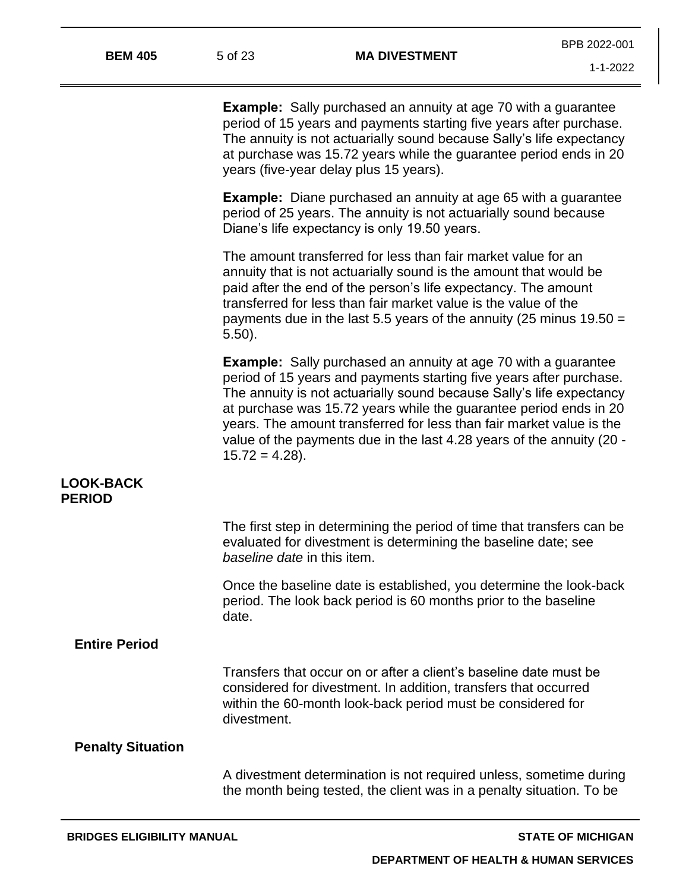**Example:** Sally purchased an annuity at age 70 with a guarantee period of 15 years and payments starting five years after purchase. The annuity is not actuarially sound because Sally's life expectancy at purchase was 15.72 years while the guarantee period ends in 20 years (five-year delay plus 15 years).

**Example:** Diane purchased an annuity at age 65 with a guarantee period of 25 years. The annuity is not actuarially sound because Diane's life expectancy is only 19.50 years.

The amount transferred for less than fair market value for an annuity that is not actuarially sound is the amount that would be paid after the end of the person's life expectancy. The amount transferred for less than fair market value is the value of the payments due in the last 5.5 years of the annuity (25 minus 19.50 = 5.50).

**Example:** Sally purchased an annuity at age 70 with a guarantee period of 15 years and payments starting five years after purchase. The annuity is not actuarially sound because Sally's life expectancy at purchase was 15.72 years while the guarantee period ends in 20 years. The amount transferred for less than fair market value is the value of the payments due in the last 4.28 years of the annuity (20 - 15.72 = 4.28).

## LOOK-BACK PERIOD

The first step in determining the period of time that transfers can be evaluated for divestment is determining the baseline date; see *baseline date* in this item.

Once the baseline date is established, you determine the look-back period. The look back period is 60 months prior to the baseline date.

### Entire Period

Transfers that occur on or after a client's baseline date must be considered for divestment. In addition, transfers that occurred within the 60-month look-back period must be considered for divestment.

### Penalty Situation

A divestment determination is not required unless, sometime during the month being tested, the client was in a penalty situation. To be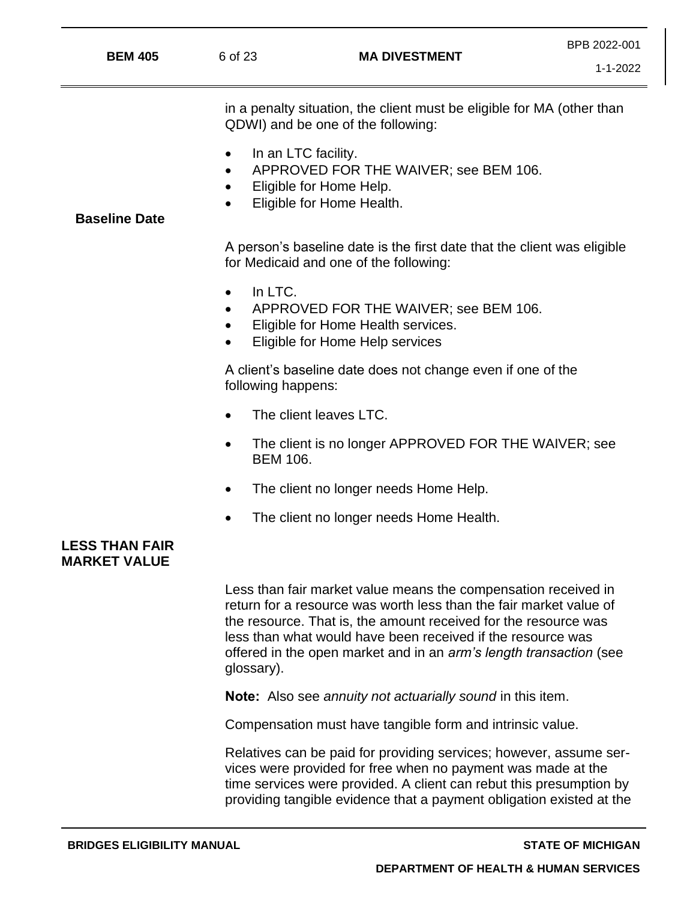in a penalty situation, the client must be eligible for MA (other than QDWI) and be one of the following:

- In an LTC facility.
- APPROVED FOR THE WAIVER; see BEM 106.
- Eligible for Home Help.
- Eligible for Home Health.

### Baseline Date

A person's baseline date is the first date that the client was eligible for Medicaid and one of the following:

- In LTC.
- APPROVED FOR THE WAIVER; see BEM 106.
- Eligible for Home Health services.
- Eligible for Home Help services

A client's baseline date does not change even if one of the following happens:

- The client leaves LTC.
- The client is no longer APPROVED FOR THE WAIVER; see BEM 106.
- The client no longer needs Home Help.
- The client no longer needs Home Health.

## LESS THAN FAIR MARKET VALUE

Less than fair market value means the compensation received in return for a resource was worth less than the fair market value of the resource. That is, the amount received for the resource was less than what would have been received if the resource was offered in the open market and in an *arm's length transaction* (see glossary).

**Note:** Also see *annuity not actuarially sound* in this item.

Compensation must have tangible form and intrinsic value.

Relatives can be paid for providing services; however, assume services were provided for free when no payment was made at the time services were provided. A client can rebut this presumption by providing tangible evidence that a payment obligation existed at the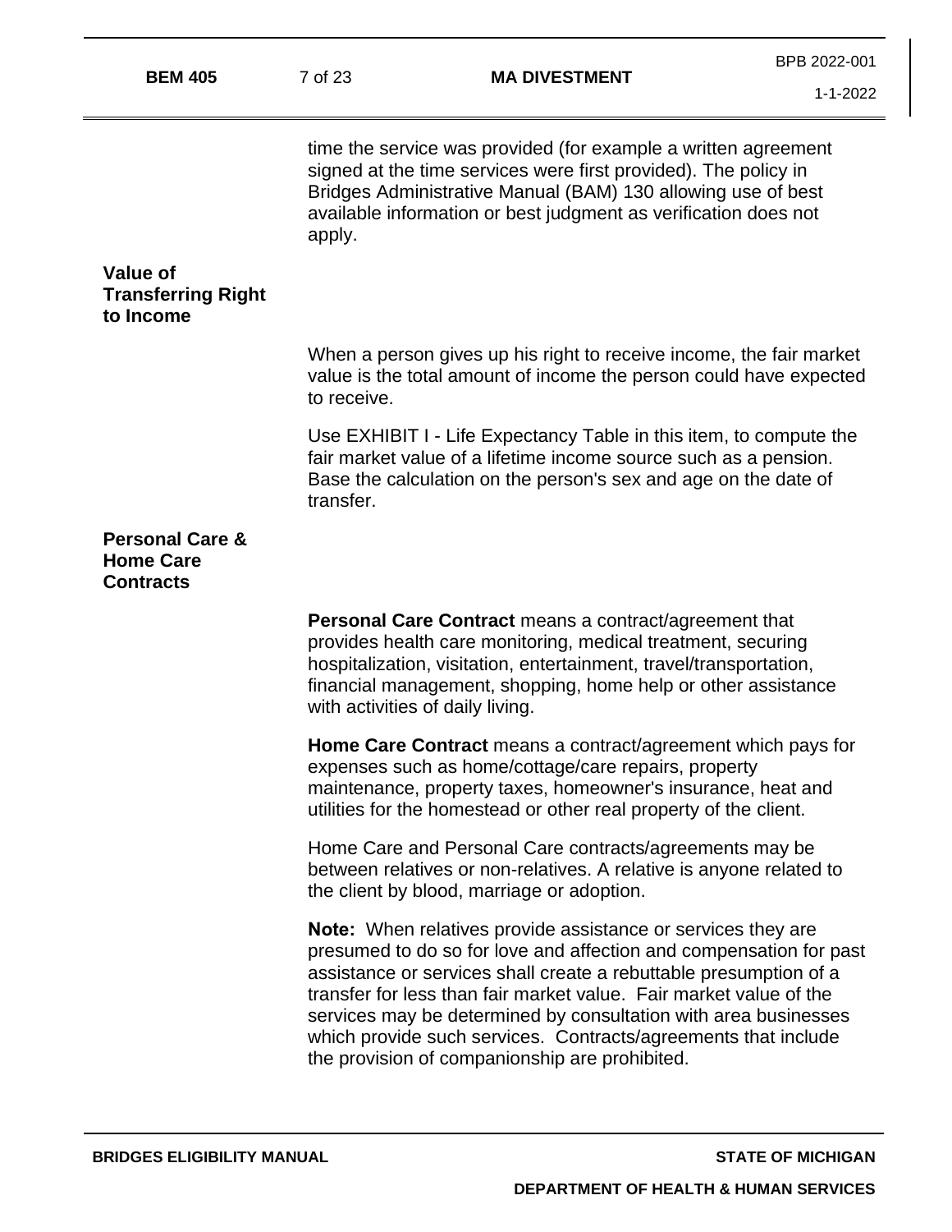time the service was provided (for example a written agreement signed at the time services were first provided). The policy in Bridges Administrative Manual (BAM) 130 allowing use of best available information or best judgment as verification does not apply.

### Value of Transferring Right to Income

When a person gives up his right to receive income, the fair market value is the total amount of income the person could have expected to receive.

Use EXHIBIT I - Life Expectancy Table in this item, to compute the fair market value of a lifetime income source such as a pension. Base the calculation on the person's sex and age on the date of transfer.

### Personal Care & Home Care Contracts

**Personal Care Contract** means a contract/agreement that provides health care monitoring, medical treatment, securing hospitalization, visitation, entertainment, travel/transportation, financial management, shopping, home help or other assistance with activities of daily living.

**Home Care Contract** means a contract/agreement which pays for expenses such as home/cottage/care repairs, property maintenance, property taxes, homeowner's insurance, heat and utilities for the homestead or other real property of the client.

Home Care and Personal Care contracts/agreements may be between relatives or non-relatives. A relative is anyone related to the client by blood, marriage or adoption.

**Note:** When relatives provide assistance or services they are presumed to do so for love and affection and compensation for past assistance or services shall create a rebuttable presumption of a transfer for less than fair market value. Fair market value of the services may be determined by consultation with area businesses which provide such services. Contracts/agreements that include the provision of companionship are prohibited.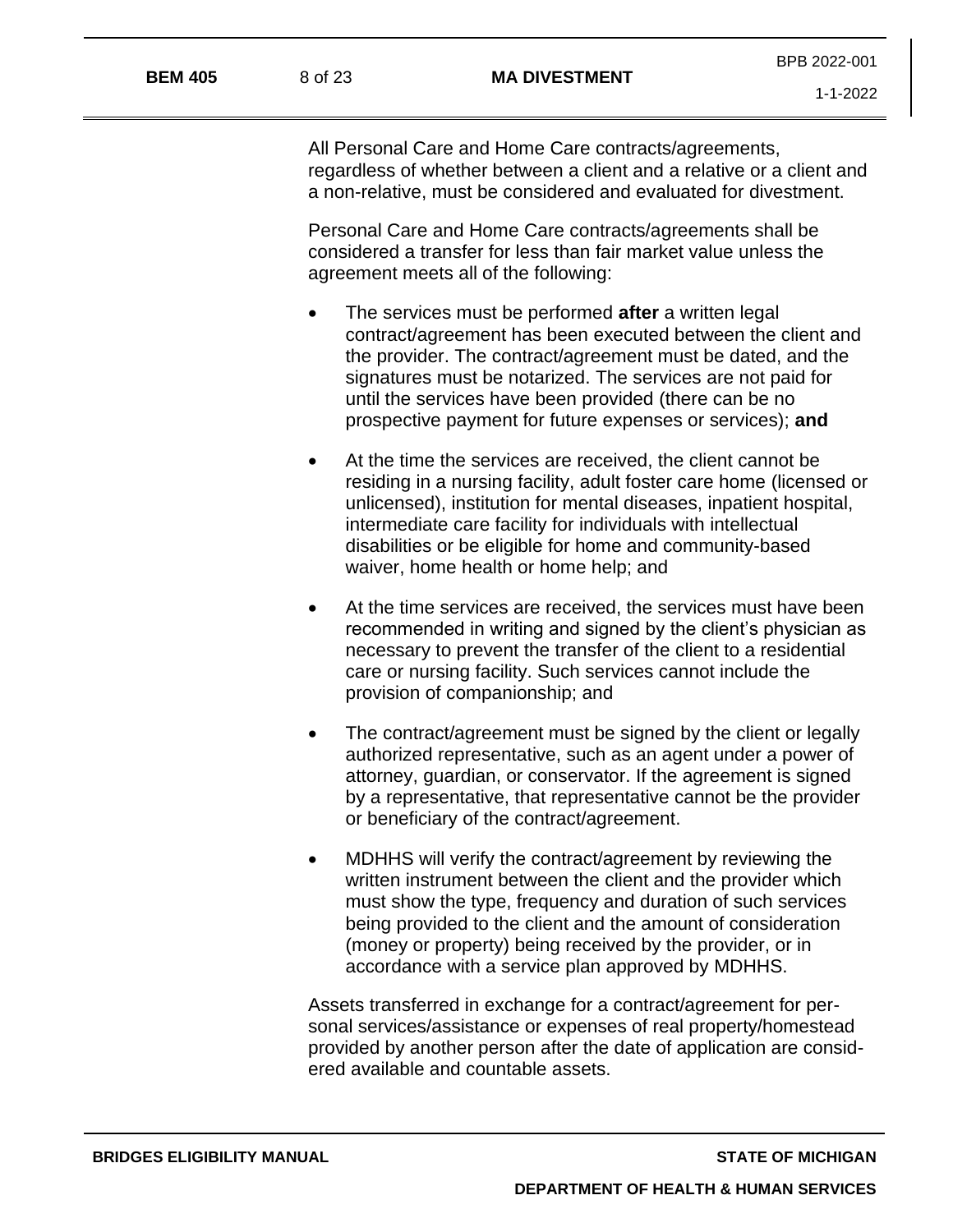All Personal Care and Home Care contracts/agreements, regardless of whether between a client and a relative or a client and a non-relative, must be considered and evaluated for divestment.

Personal Care and Home Care contracts/agreements shall be considered a transfer for less than fair market value unless the agreement meets all of the following:

- The services must be performed **after** a written legal contract/agreement has been executed between the client and the provider. The contract/agreement must be dated, and the signatures must be notarized. The services are not paid for until the services have been provided (there can be no prospective payment for future expenses or services); **and**
- At the time the services are received, the client cannot be residing in a nursing facility, adult foster care home (licensed or unlicensed), institution for mental diseases, inpatient hospital, intermediate care facility for individuals with intellectual disabilities or be eligible for home and community-based waiver, home health or home help; and
- At the time services are received, the services must have been recommended in writing and signed by the client's physician as necessary to prevent the transfer of the client to a residential care or nursing facility. Such services cannot include the provision of companionship; and
- The contract/agreement must be signed by the client or legally authorized representative, such as an agent under a power of attorney, guardian, or conservator. If the agreement is signed by a representative, that representative cannot be the provider or beneficiary of the contract/agreement.
- MDHHS will verify the contract/agreement by reviewing the written instrument between the client and the provider which must show the type, frequency and duration of such services being provided to the client and the amount of consideration (money or property) being received by the provider, or in accordance with a service plan approved by MDHHS.

Assets transferred in exchange for a contract/agreement for personal services/assistance or expenses of real property/homestead provided by another person after the date of application are considered available and countable assets.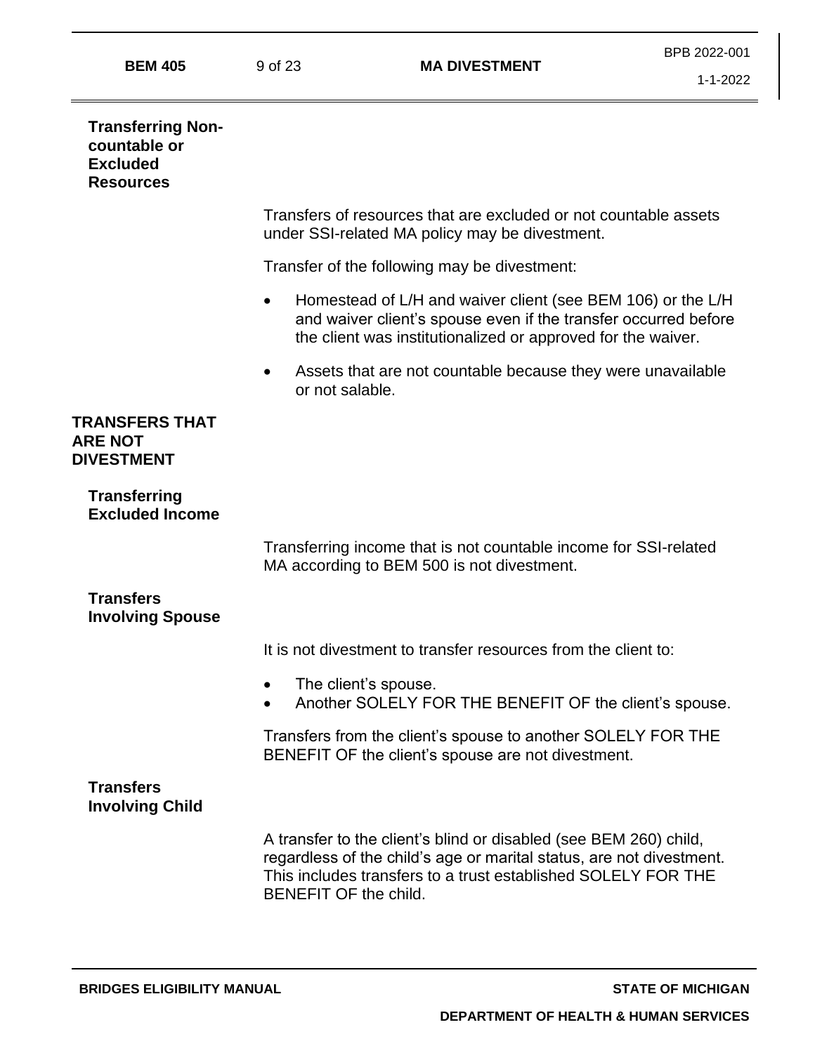### Transferring Non-countable or Excluded Resources

Transfers of resources that are excluded or not countable assets under SSI-related MA policy may be divestment.

Transfer of the following may be divestment:

- Homestead of L/H and waiver client (see BEM 106) or the L/H and waiver client's spouse even if the transfer occurred before the client was institutionalized or approved for the waiver.
- Assets that are not countable because they were unavailable or not salable.

## TRANSFERS THAT ARE NOT DIVESTMENT

### Transferring Excluded Income

Transferring income that is not countable income for SSI-related MA according to BEM 500 is not divestment.

### Transfers Involving Spouse

It is not divestment to transfer resources from the client to:

- The client's spouse.
- Another SOLELY FOR THE BENEFIT OF the client's spouse.

Transfers from the client's spouse to another SOLELY FOR THE BENEFIT OF the client's spouse are not divestment.

### Transfers Involving Child

A transfer to the client's blind or disabled (see BEM 260) child, regardless of the child's age or marital status, are not divestment. This includes transfers to a trust established SOLELY FOR THE BENEFIT OF the child.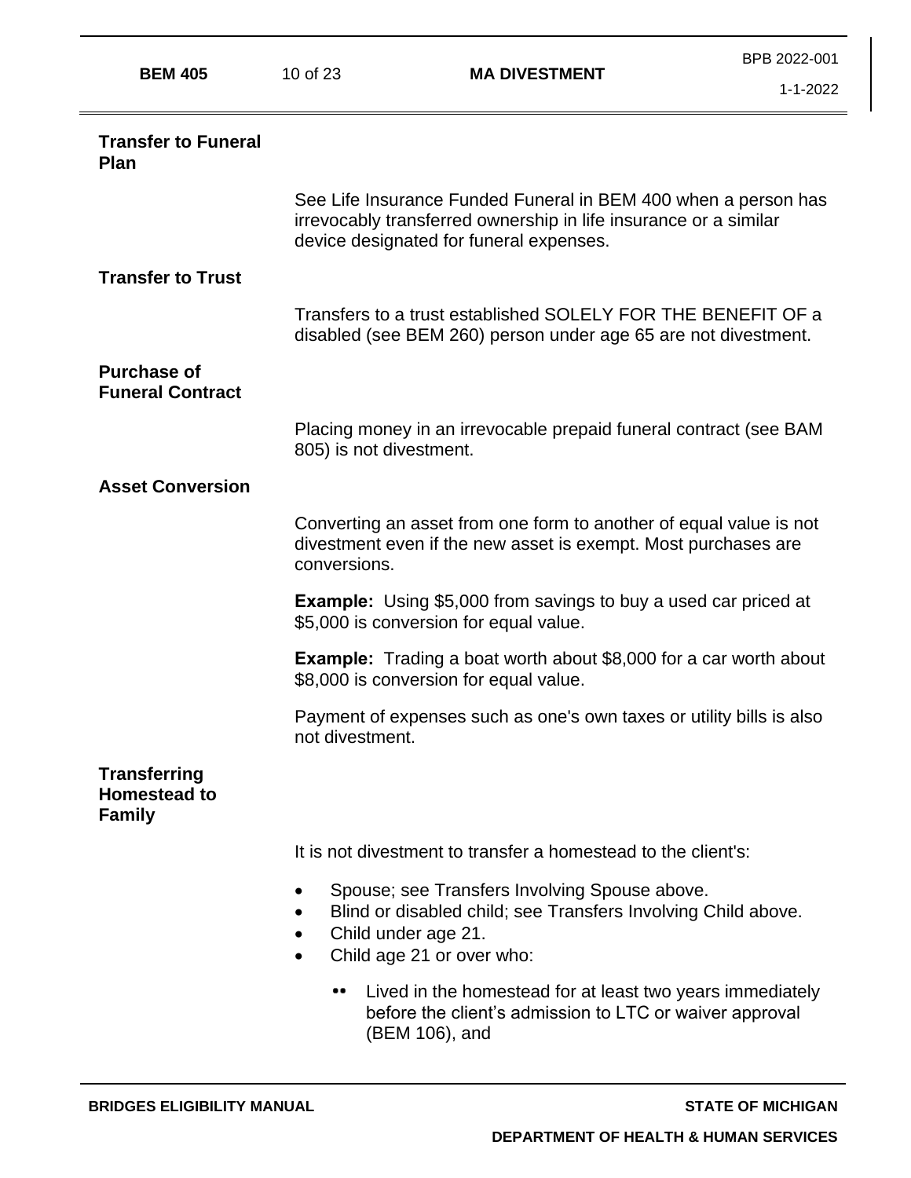### Transfer to Funeral Plan

See Life Insurance Funded Funeral in BEM 400 when a person has irrevocably transferred ownership in life insurance or a similar device designated for funeral expenses.

### Transfer to Trust

Transfers to a trust established SOLELY FOR THE BENEFIT OF a disabled (see BEM 260) person under age 65 are not divestment.

### Purchase of Funeral Contract

Placing money in an irrevocable prepaid funeral contract (see BAM 805) is not divestment.

### Asset Conversion

Converting an asset from one form to another of equal value is not divestment even if the new asset is exempt. Most purchases are conversions.

**Example:** Using $5,000 from savings to buy a used car priced at $5,000 is conversion for equal value.

**Example:** Trading a boat worth about $8,000 for a car worth about $8,000 is conversion for equal value.

Payment of expenses such as one's own taxes or utility bills is also not divestment.

### Transferring Homestead to Family

It is not divestment to transfer a homestead to the client's:

- Spouse; see Transfers Involving Spouse above.
- Blind or disabled child; see Transfers Involving Child above.
- Child under age 21.
- Child age 21 or over who:
  - Lived in the homestead for at least two years immediately before the client's admission to LTC or waiver approval (BEM 106), and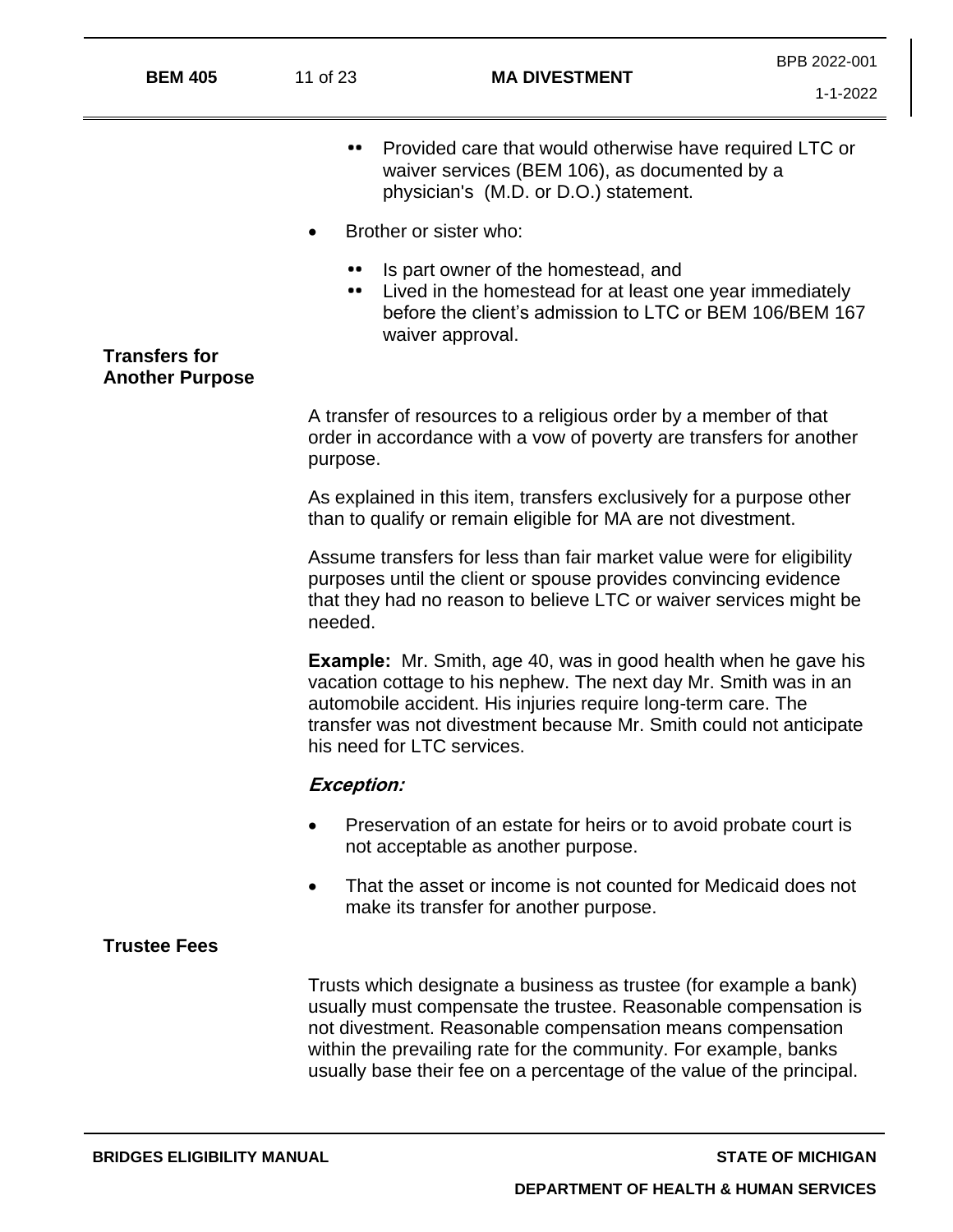- - Provided care that would otherwise have required LTC or waiver services (BEM 106), as documented by a physician's (M.D. or D.O.) statement.

- Brother or sister who:

  - Is part owner of the homestead, and
  - Lived in the homestead for at least one year immediately before the client's admission to LTC or BEM 106/BEM 167 waiver approval.

## Transfers for Another Purpose

A transfer of resources to a religious order by a member of that order in accordance with a vow of poverty are transfers for another purpose.

As explained in this item, transfers exclusively for a purpose other than to qualify or remain eligible for MA are not divestment.

Assume transfers for less than fair market value were for eligibility purposes until the client or spouse provides convincing evidence that they had no reason to believe LTC or waiver services might be needed.

**Example:** Mr. Smith, age 40, was in good health when he gave his vacation cottage to his nephew. The next day Mr. Smith was in an automobile accident. His injuries require long-term care. The transfer was not divestment because Mr. Smith could not anticipate his need for LTC services.

***Exception:***

- Preservation of an estate for heirs or to avoid probate court is not acceptable as another purpose.

- That the asset or income is not counted for Medicaid does not make its transfer for another purpose.

## Trustee Fees

Trusts which designate a business as trustee (for example a bank) usually must compensate the trustee. Reasonable compensation is not divestment. Reasonable compensation means compensation within the prevailing rate for the community. For example, banks usually base their fee on a percentage of the value of the principal.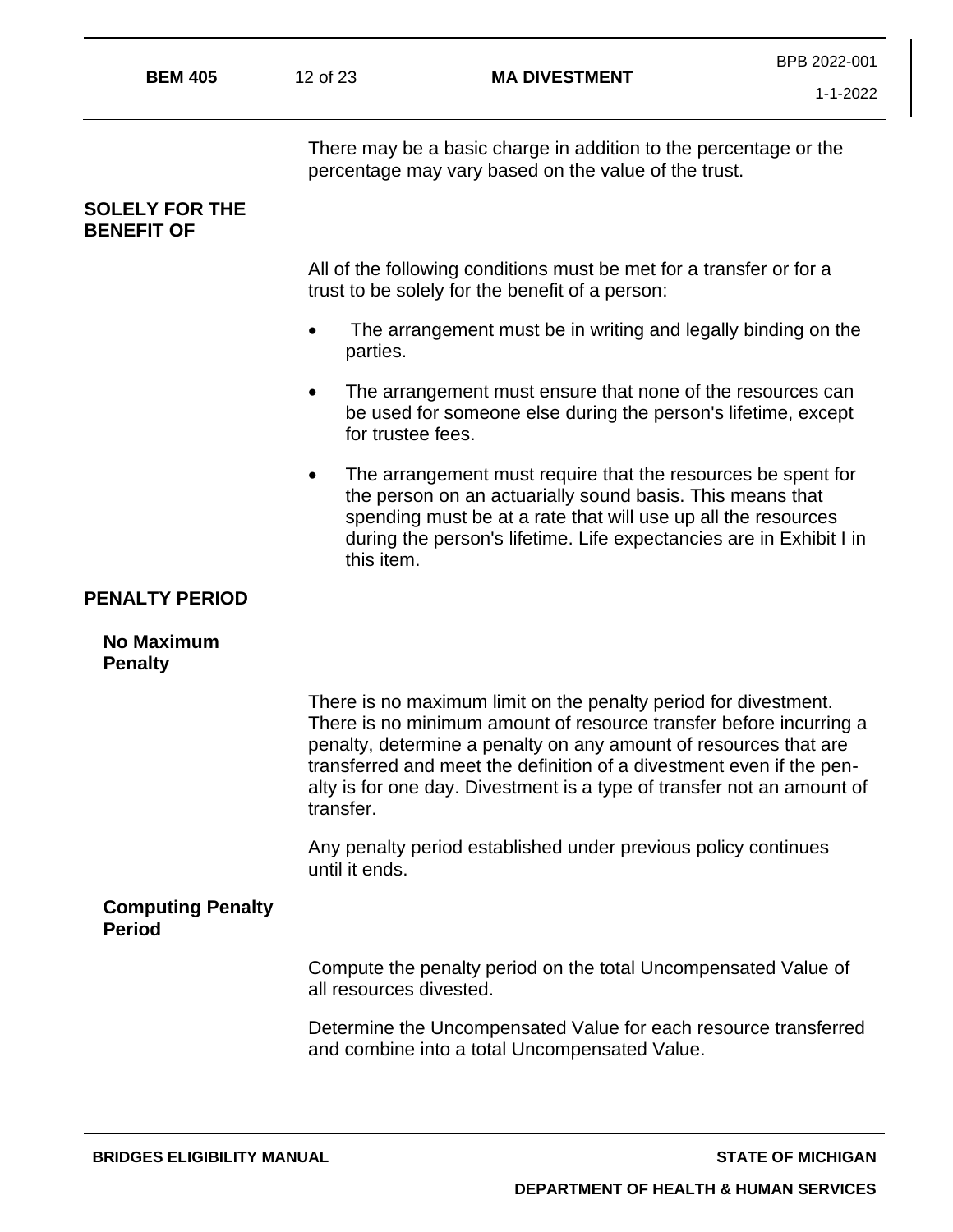There may be a basic charge in addition to the percentage or the percentage may vary based on the value of the trust.

## SOLELY FOR THE BENEFIT OF

All of the following conditions must be met for a transfer or for a trust to be solely for the benefit of a person:

- The arrangement must be in writing and legally binding on the parties.
- The arrangement must ensure that none of the resources can be used for someone else during the person's lifetime, except for trustee fees.
- The arrangement must require that the resources be spent for the person on an actuarially sound basis. This means that spending must be at a rate that will use up all the resources during the person's lifetime. Life expectancies are in Exhibit I in this item.

## PENALTY PERIOD

### No Maximum Penalty

There is no maximum limit on the penalty period for divestment. There is no minimum amount of resource transfer before incurring a penalty, determine a penalty on any amount of resources that are transferred and meet the definition of a divestment even if the penalty is for one day. Divestment is a type of transfer not an amount of transfer.

Any penalty period established under previous policy continues until it ends.

### Computing Penalty Period

Compute the penalty period on the total Uncompensated Value of all resources divested.

Determine the Uncompensated Value for each resource transferred and combine into a total Uncompensated Value.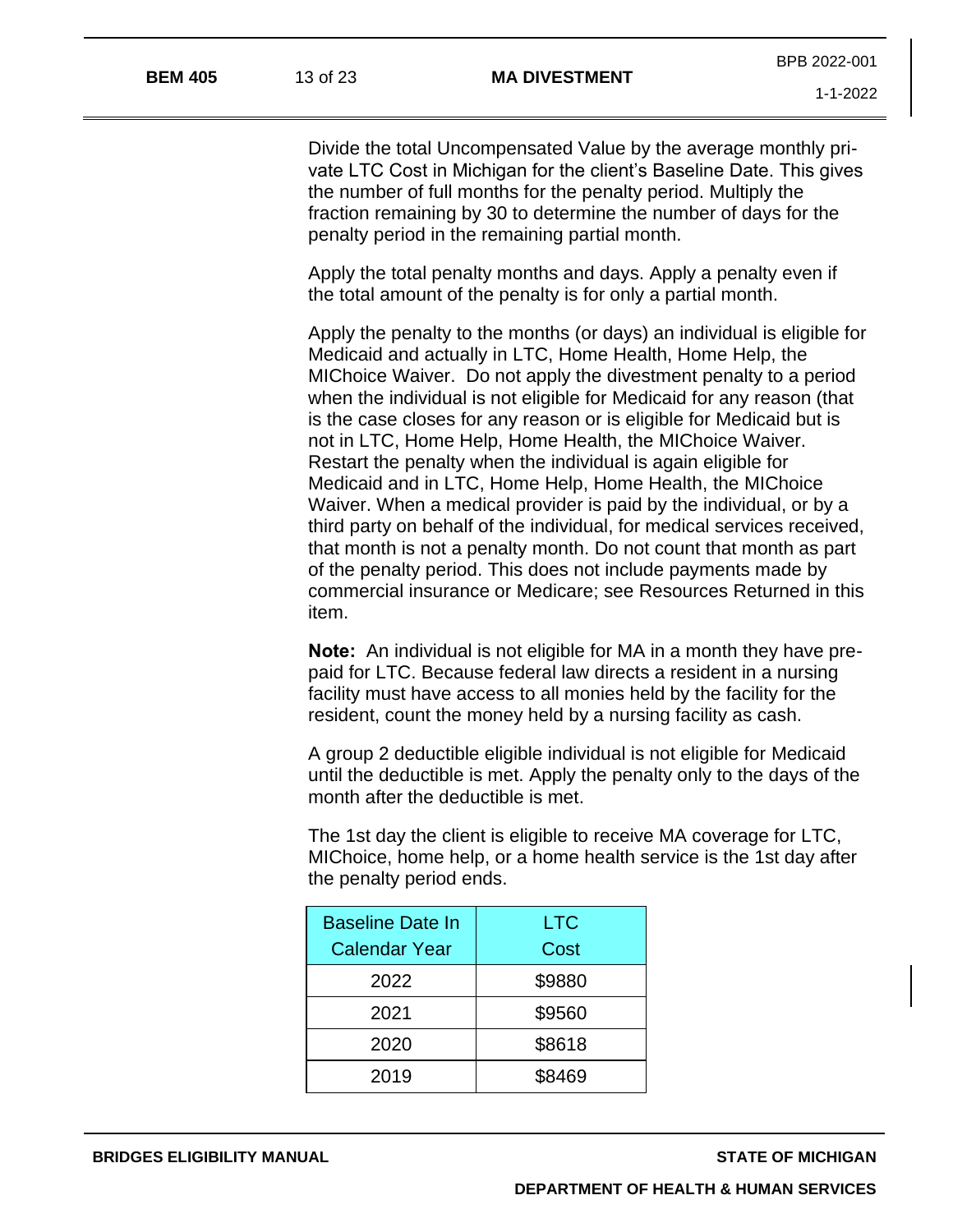Divide the total Uncompensated Value by the average monthly private LTC Cost in Michigan for the client's Baseline Date. This gives the number of full months for the penalty period. Multiply the fraction remaining by 30 to determine the number of days for the penalty period in the remaining partial month.

Apply the total penalty months and days. Apply a penalty even if the total amount of the penalty is for only a partial month.

Apply the penalty to the months (or days) an individual is eligible for Medicaid and actually in LTC, Home Health, Home Help, the MIChoice Waiver. Do not apply the divestment penalty to a period when the individual is not eligible for Medicaid for any reason (that is the case closes for any reason or is eligible for Medicaid but is not in LTC, Home Help, Home Health, the MIChoice Waiver. Restart the penalty when the individual is again eligible for Medicaid and in LTC, Home Help, Home Health, the MIChoice Waiver. When a medical provider is paid by the individual, or by a third party on behalf of the individual, for medical services received, that month is not a penalty month. Do not count that month as part of the penalty period. This does not include payments made by commercial insurance or Medicare; see Resources Returned in this item.

**Note:** An individual is not eligible for MA in a month they have prepaid for LTC. Because federal law directs a resident in a nursing facility must have access to all monies held by the facility for the resident, count the money held by a nursing facility as cash.

A group 2 deductible eligible individual is not eligible for Medicaid until the deductible is met. Apply the penalty only to the days of the month after the deductible is met.

The 1st day the client is eligible to receive MA coverage for LTC, MIChoice, home help, or a home health service is the 1st day after the penalty period ends.

| Baseline Date In Calendar Year | LTC Cost |
|---|---|
| 2022 | $9880 |
| 2021 | $9560 |
| 2020 | $8618 |
| 2019 | $8469 |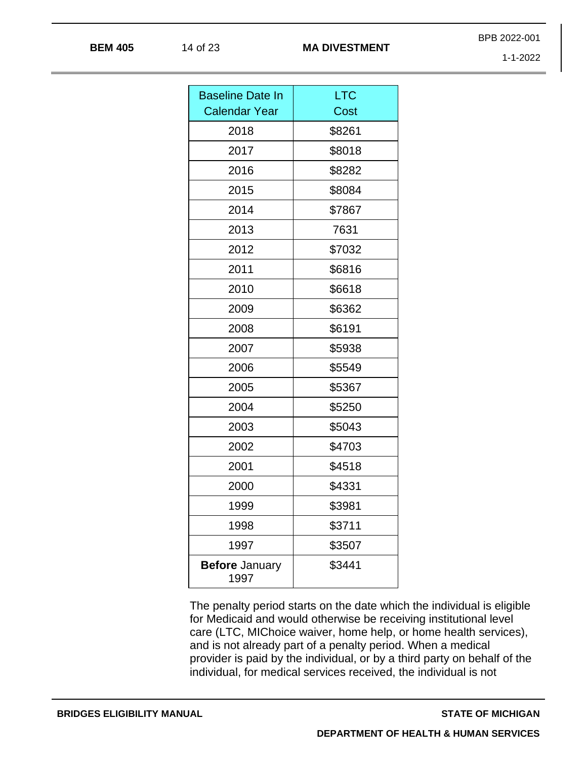| Baseline Date In Calendar Year | LTC Cost |
|---|---|
| 2018 | $8261 |
| 2017 | $8018 |
| 2016 | $8282 |
| 2015 | $8084 |
| 2014 | $7867 |
| 2013 | 7631 |
| 2012 | $7032 |
| 2011 | $6816 |
| 2010 | $6618 |
| 2009 | $6362 |
| 2008 | $6191 |
| 2007 | $5938 |
| 2006 | $5549 |
| 2005 | $5367 |
| 2004 | $5250 |
| 2003 | $5043 |
| 2002 | $4703 |
| 2001 | $4518 |
| 2000 | $4331 |
| 1999 | $3981 |
| 1998 | $3711 |
| 1997 | $3507 |
| **Before** January 1997 | $3441 |

The penalty period starts on the date which the individual is eligible for Medicaid and would otherwise be receiving institutional level care (LTC, MIChoice waiver, home help, or home health services), and is not already part of a penalty period. When a medical provider is paid by the individual, or by a third party on behalf of the individual, for medical services received, the individual is not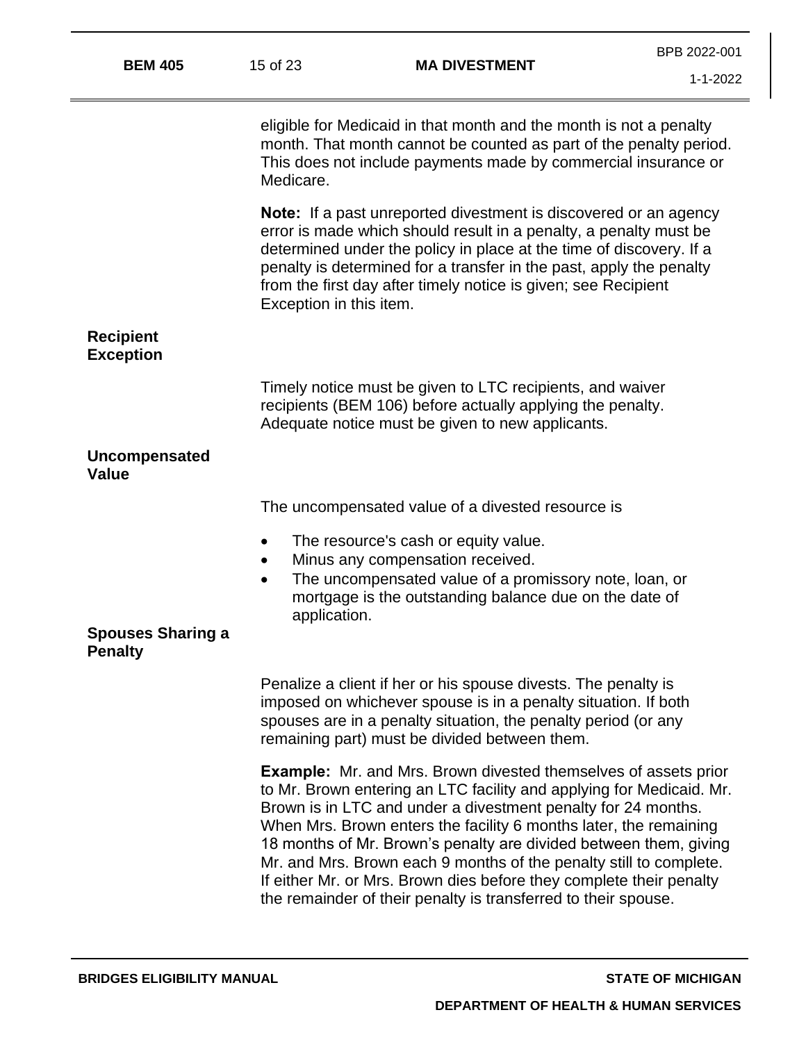eligible for Medicaid in that month and the month is not a penalty month. That month cannot be counted as part of the penalty period. This does not include payments made by commercial insurance or Medicare.

**Note:** If a past unreported divestment is discovered or an agency error is made which should result in a penalty, a penalty must be determined under the policy in place at the time of discovery. If a penalty is determined for a transfer in the past, apply the penalty from the first day after timely notice is given; see Recipient Exception in this item.

### Recipient Exception

Timely notice must be given to LTC recipients, and waiver recipients (BEM 106) before actually applying the penalty. Adequate notice must be given to new applicants.

### Uncompensated Value

The uncompensated value of a divested resource is

- The resource's cash or equity value.
- Minus any compensation received.
- The uncompensated value of a promissory note, loan, or mortgage is the outstanding balance due on the date of application.

### Spouses Sharing a Penalty

Penalize a client if her or his spouse divests. The penalty is imposed on whichever spouse is in a penalty situation. If both spouses are in a penalty situation, the penalty period (or any remaining part) must be divided between them.

**Example:** Mr. and Mrs. Brown divested themselves of assets prior to Mr. Brown entering an LTC facility and applying for Medicaid. Mr. Brown is in LTC and under a divestment penalty for 24 months. When Mrs. Brown enters the facility 6 months later, the remaining 18 months of Mr. Brown's penalty are divided between them, giving Mr. and Mrs. Brown each 9 months of the penalty still to complete. If either Mr. or Mrs. Brown dies before they complete their penalty the remainder of their penalty is transferred to their spouse.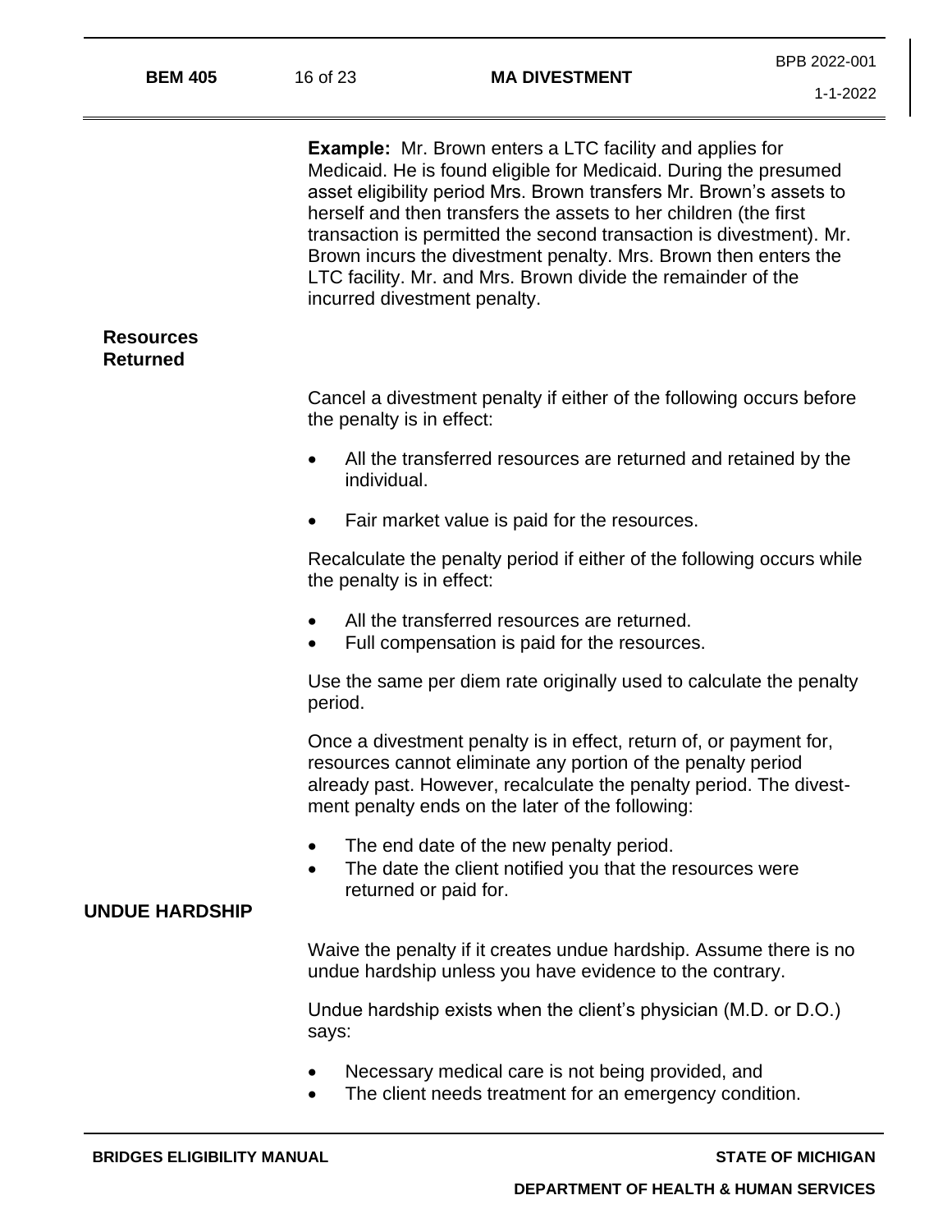**Example:** Mr. Brown enters a LTC facility and applies for Medicaid. He is found eligible for Medicaid. During the presumed asset eligibility period Mrs. Brown transfers Mr. Brown's assets to herself and then transfers the assets to her children (the first transaction is permitted the second transaction is divestment). Mr. Brown incurs the divestment penalty. Mrs. Brown then enters the LTC facility. Mr. and Mrs. Brown divide the remainder of the incurred divestment penalty.

### Resources Returned

Cancel a divestment penalty if either of the following occurs before the penalty is in effect:

- All the transferred resources are returned and retained by the individual.
- Fair market value is paid for the resources.

Recalculate the penalty period if either of the following occurs while the penalty is in effect:

- All the transferred resources are returned.
- Full compensation is paid for the resources.

Use the same per diem rate originally used to calculate the penalty period.

Once a divestment penalty is in effect, return of, or payment for, resources cannot eliminate any portion of the penalty period already past. However, recalculate the penalty period. The divestment penalty ends on the later of the following:

- The end date of the new penalty period.
- The date the client notified you that the resources were returned or paid for.

## UNDUE HARDSHIP

Waive the penalty if it creates undue hardship. Assume there is no undue hardship unless you have evidence to the contrary.

Undue hardship exists when the client's physician (M.D. or D.O.) says:

- Necessary medical care is not being provided, and
- The client needs treatment for an emergency condition.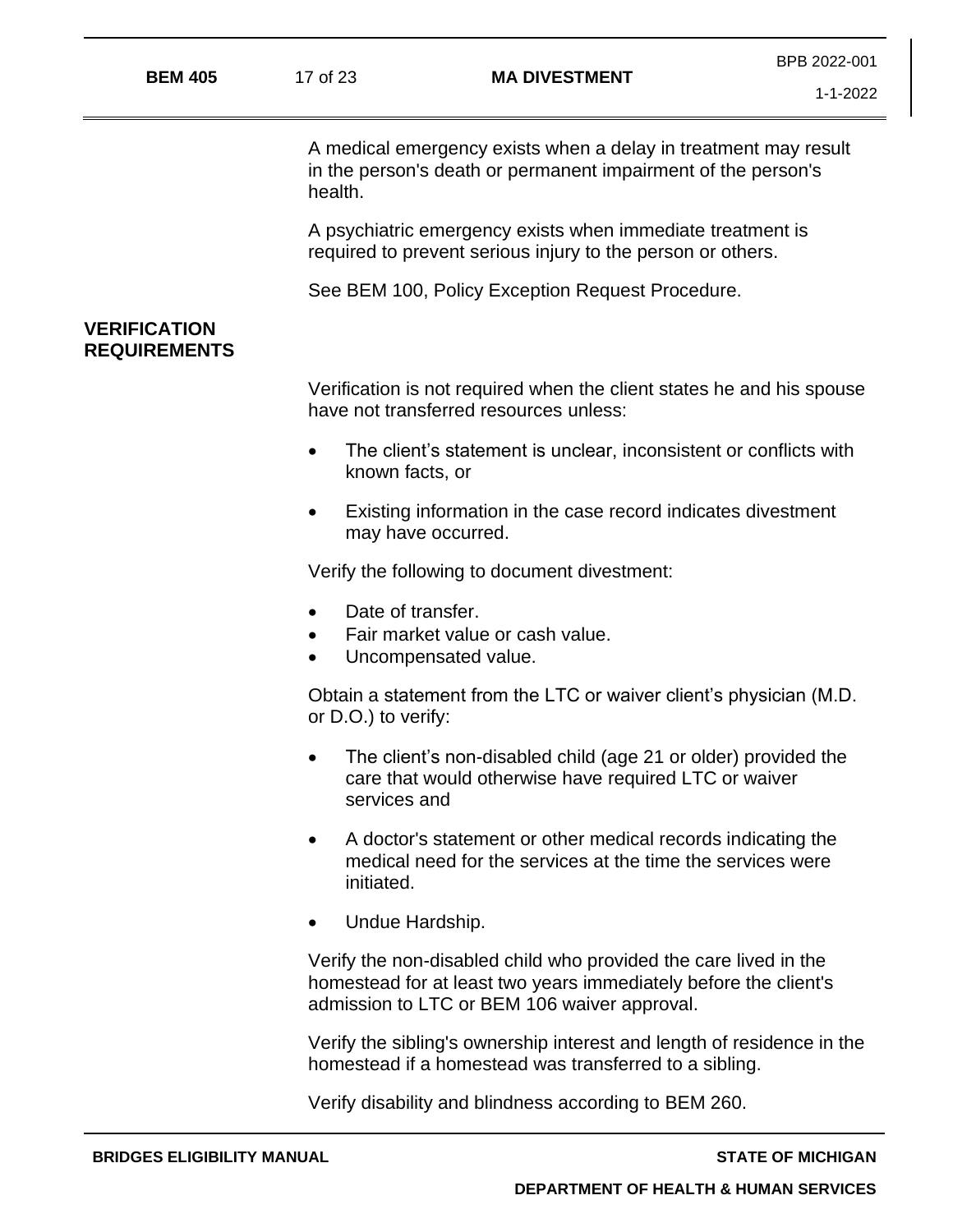A medical emergency exists when a delay in treatment may result in the person's death or permanent impairment of the person's health.

A psychiatric emergency exists when immediate treatment is required to prevent serious injury to the person or others.

See BEM 100, Policy Exception Request Procedure.

## VERIFICATION REQUIREMENTS

Verification is not required when the client states he and his spouse have not transferred resources unless:

- The client's statement is unclear, inconsistent or conflicts with known facts, or
- Existing information in the case record indicates divestment may have occurred.

Verify the following to document divestment:

- Date of transfer.
- Fair market value or cash value.
- Uncompensated value.

Obtain a statement from the LTC or waiver client's physician (M.D. or D.O.) to verify:

- The client's non-disabled child (age 21 or older) provided the care that would otherwise have required LTC or waiver services and
- A doctor's statement or other medical records indicating the medical need for the services at the time the services were initiated.
- Undue Hardship.

Verify the non-disabled child who provided the care lived in the homestead for at least two years immediately before the client's admission to LTC or BEM 106 waiver approval.

Verify the sibling's ownership interest and length of residence in the homestead if a homestead was transferred to a sibling.

Verify disability and blindness according to BEM 260.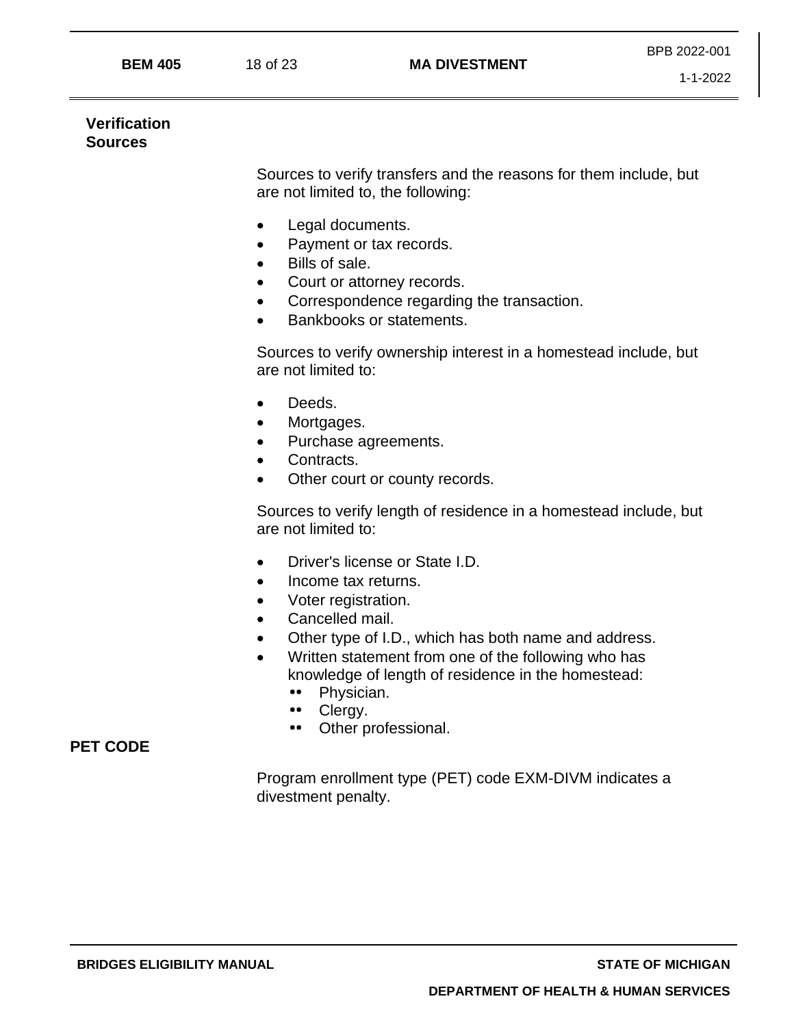## Verification Sources

Sources to verify transfers and the reasons for them include, but are not limited to, the following:

- Legal documents.
- Payment or tax records.
- Bills of sale.
- Court or attorney records.
- Correspondence regarding the transaction.
- Bankbooks or statements.

Sources to verify ownership interest in a homestead include, but are not limited to:

- Deeds.
- Mortgages.
- Purchase agreements.
- Contracts.
- Other court or county records.

Sources to verify length of residence in a homestead include, but are not limited to:

- Driver's license or State I.D.
- Income tax returns.
- Voter registration.
- Cancelled mail.
- Other type of I.D., which has both name and address.
- Written statement from one of the following who has knowledge of length of residence in the homestead:
  - Physician.
  - Clergy.
  - Other professional.

## PET CODE

Program enrollment type (PET) code EXM-DIVM indicates a divestment penalty.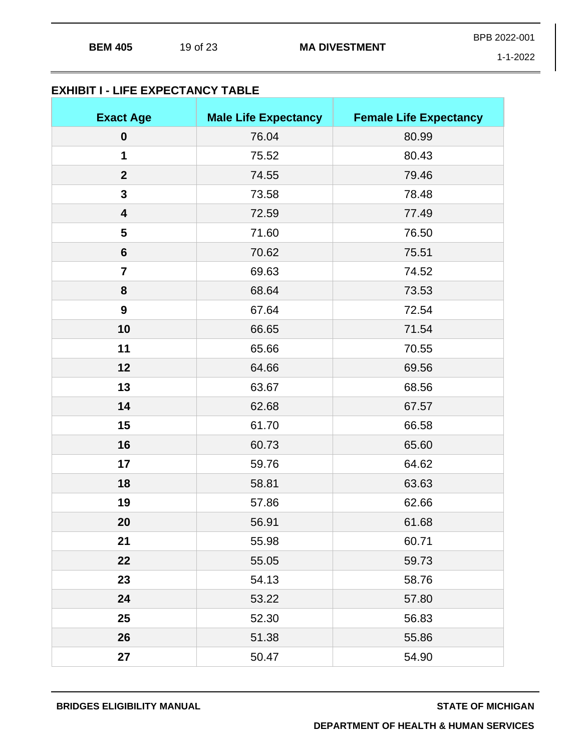## EXHIBIT I - LIFE EXPECTANCY TABLE

| Exact Age | Male Life Expectancy | Female Life Expectancy |
|---|---|---|
| **0** | 76.04 | 80.99 |
| **1** | 75.52 | 80.43 |
| **2** | 74.55 | 79.46 |
| **3** | 73.58 | 78.48 |
| **4** | 72.59 | 77.49 |
| **5** | 71.60 | 76.50 |
| **6** | 70.62 | 75.51 |
| **7** | 69.63 | 74.52 |
| **8** | 68.64 | 73.53 |
| **9** | 67.64 | 72.54 |
| **10** | 66.65 | 71.54 |
| **11** | 65.66 | 70.55 |
| **12** | 64.66 | 69.56 |
| **13** | 63.67 | 68.56 |
| **14** | 62.68 | 67.57 |
| **15** | 61.70 | 66.58 |
| **16** | 60.73 | 65.60 |
| **17** | 59.76 | 64.62 |
| **18** | 58.81 | 63.63 |
| **19** | 57.86 | 62.66 |
| **20** | 56.91 | 61.68 |
| **21** | 55.98 | 60.71 |
| **22** | 55.05 | 59.73 |
| **23** | 54.13 | 58.76 |
| **24** | 53.22 | 57.80 |
| **25** | 52.30 | 56.83 |
| **26** | 51.38 | 55.86 |
| **27** | 50.47 | 54.90 |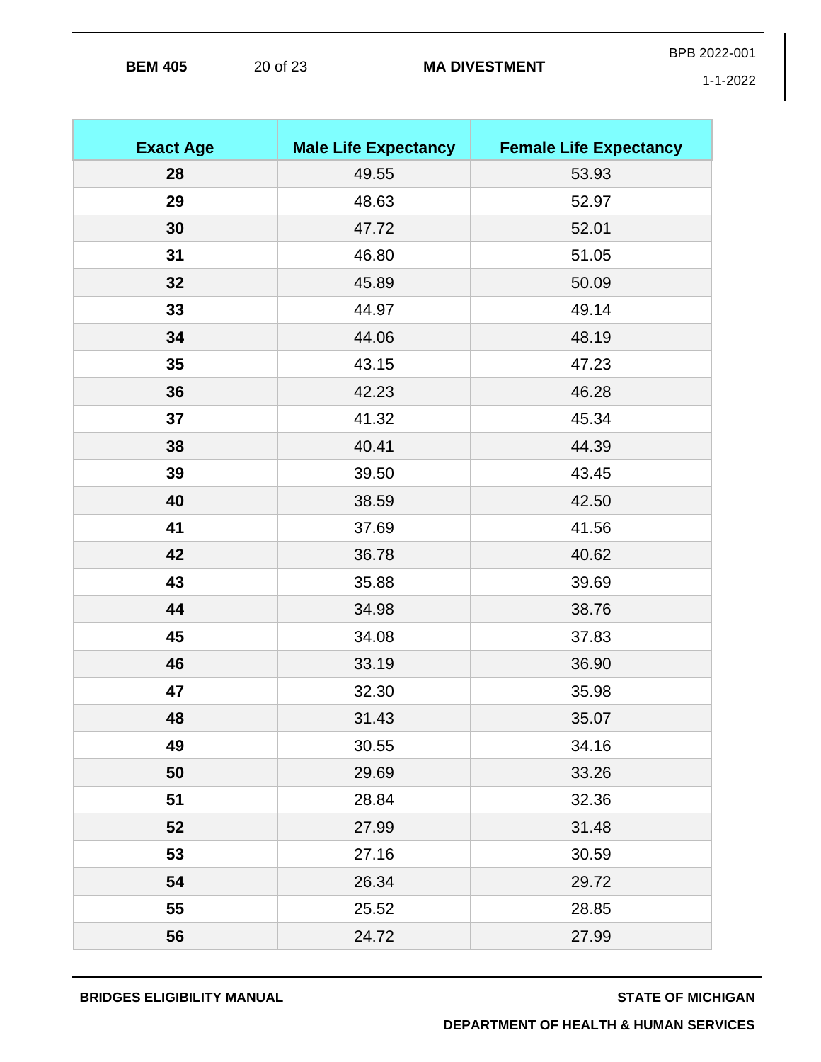| Exact Age | Male Life Expectancy | Female Life Expectancy |
|---|---|---|
| 28 | 49.55 | 53.93 |
| 29 | 48.63 | 52.97 |
| 30 | 47.72 | 52.01 |
| 31 | 46.80 | 51.05 |
| 32 | 45.89 | 50.09 |
| 33 | 44.97 | 49.14 |
| 34 | 44.06 | 48.19 |
| 35 | 43.15 | 47.23 |
| 36 | 42.23 | 46.28 |
| 37 | 41.32 | 45.34 |
| 38 | 40.41 | 44.39 |
| 39 | 39.50 | 43.45 |
| 40 | 38.59 | 42.50 |
| 41 | 37.69 | 41.56 |
| 42 | 36.78 | 40.62 |
| 43 | 35.88 | 39.69 |
| 44 | 34.98 | 38.76 |
| 45 | 34.08 | 37.83 |
| 46 | 33.19 | 36.90 |
| 47 | 32.30 | 35.98 |
| 48 | 31.43 | 35.07 |
| 49 | 30.55 | 34.16 |
| 50 | 29.69 | 33.26 |
| 51 | 28.84 | 32.36 |
| 52 | 27.99 | 31.48 |
| 53 | 27.16 | 30.59 |
| 54 | 26.34 | 29.72 |
| 55 | 25.52 | 28.85 |
| 56 | 24.72 | 27.99 |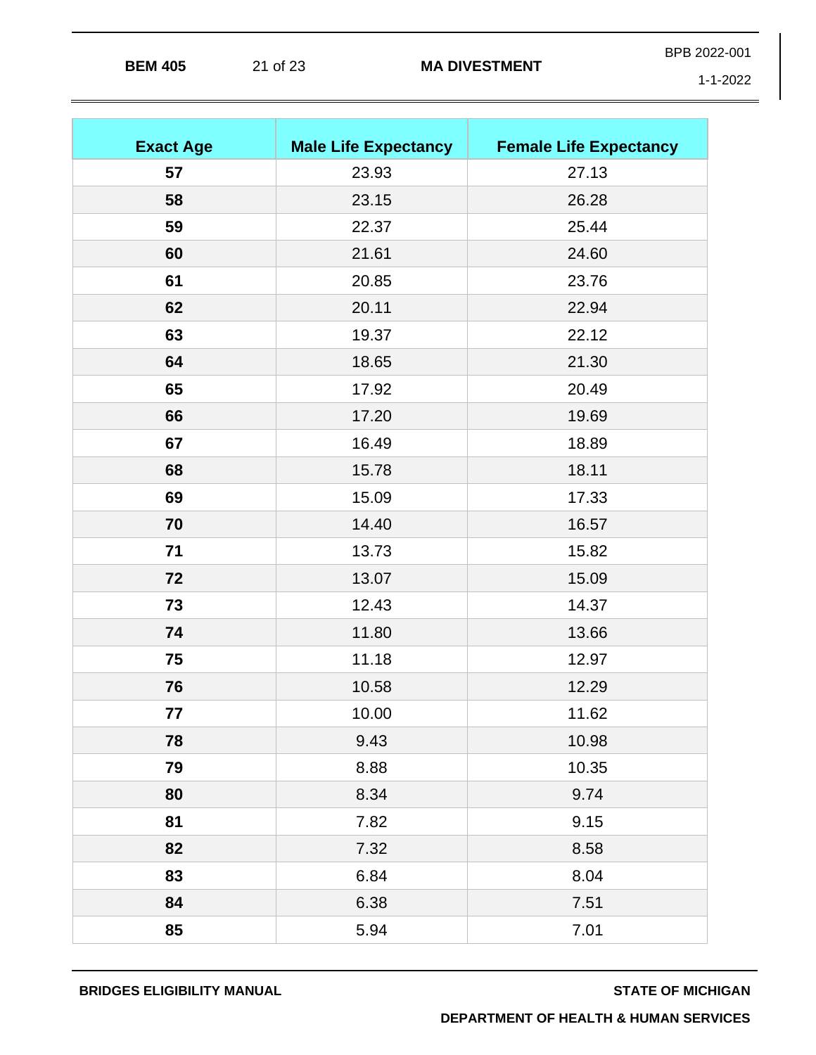| Exact Age | Male Life Expectancy | Female Life Expectancy |
|---|---|---|
| 57 | 23.93 | 27.13 |
| 58 | 23.15 | 26.28 |
| 59 | 22.37 | 25.44 |
| 60 | 21.61 | 24.60 |
| 61 | 20.85 | 23.76 |
| 62 | 20.11 | 22.94 |
| 63 | 19.37 | 22.12 |
| 64 | 18.65 | 21.30 |
| 65 | 17.92 | 20.49 |
| 66 | 17.20 | 19.69 |
| 67 | 16.49 | 18.89 |
| 68 | 15.78 | 18.11 |
| 69 | 15.09 | 17.33 |
| 70 | 14.40 | 16.57 |
| 71 | 13.73 | 15.82 |
| 72 | 13.07 | 15.09 |
| 73 | 12.43 | 14.37 |
| 74 | 11.80 | 13.66 |
| 75 | 11.18 | 12.97 |
| 76 | 10.58 | 12.29 |
| 77 | 10.00 | 11.62 |
| 78 | 9.43 | 10.98 |
| 79 | 8.88 | 10.35 |
| 80 | 8.34 | 9.74 |
| 81 | 7.82 | 9.15 |
| 82 | 7.32 | 8.58 |
| 83 | 6.84 | 8.04 |
| 84 | 6.38 | 7.51 |
| 85 | 5.94 | 7.01 |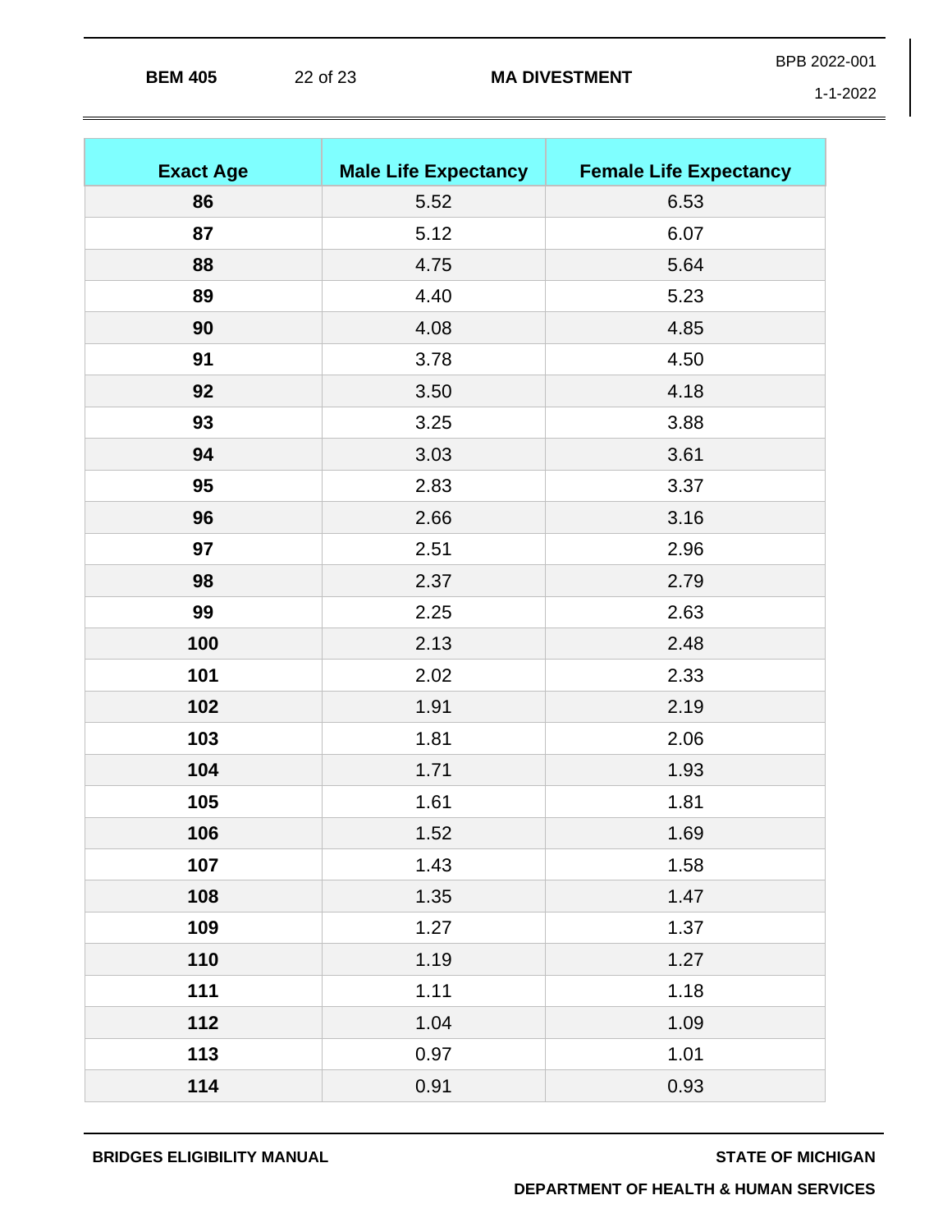| Exact Age | Male Life Expectancy | Female Life Expectancy |
|---|---|---|
| 86 | 5.52 | 6.53 |
| 87 | 5.12 | 6.07 |
| 88 | 4.75 | 5.64 |
| 89 | 4.40 | 5.23 |
| 90 | 4.08 | 4.85 |
| 91 | 3.78 | 4.50 |
| 92 | 3.50 | 4.18 |
| 93 | 3.25 | 3.88 |
| 94 | 3.03 | 3.61 |
| 95 | 2.83 | 3.37 |
| 96 | 2.66 | 3.16 |
| 97 | 2.51 | 2.96 |
| 98 | 2.37 | 2.79 |
| 99 | 2.25 | 2.63 |
| 100 | 2.13 | 2.48 |
| 101 | 2.02 | 2.33 |
| 102 | 1.91 | 2.19 |
| 103 | 1.81 | 2.06 |
| 104 | 1.71 | 1.93 |
| 105 | 1.61 | 1.81 |
| 106 | 1.52 | 1.69 |
| 107 | 1.43 | 1.58 |
| 108 | 1.35 | 1.47 |
| 109 | 1.27 | 1.37 |
| 110 | 1.19 | 1.27 |
| 111 | 1.11 | 1.18 |
| 112 | 1.04 | 1.09 |
| 113 | 0.97 | 1.01 |
| 114 | 0.91 | 0.93 |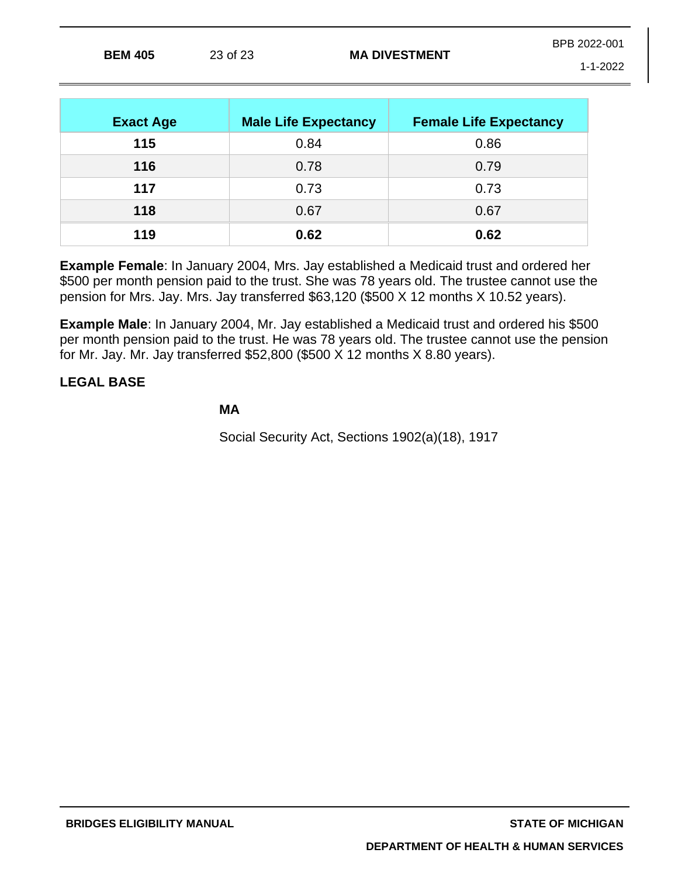| Exact Age | Male Life Expectancy | Female Life Expectancy |
|---|---|---|
| **115** | 0.84 | 0.86 |
| **116** | 0.78 | 0.79 |
| **117** | 0.73 | 0.73 |
| **118** | 0.67 | 0.67 |
| **119** | **0.62** | **0.62** |

**Example Female**: In January 2004, Mrs. Jay established a Medicaid trust and ordered her $500 per month pension paid to the trust. She was 78 years old. The trustee cannot use the pension for Mrs. Jay. Mrs. Jay transferred $63,120 ($500 X 12 months X 10.52 years).

**Example Male**: In January 2004, Mr. Jay established a Medicaid trust and ordered his $500 per month pension paid to the trust. He was 78 years old. The trustee cannot use the pension for Mr. Jay. Mr. Jay transferred $52,800 ($500 X 12 months X 8.80 years).

## LEGAL BASE

### MA

Social Security Act, Sections 1902(a)(18), 1917